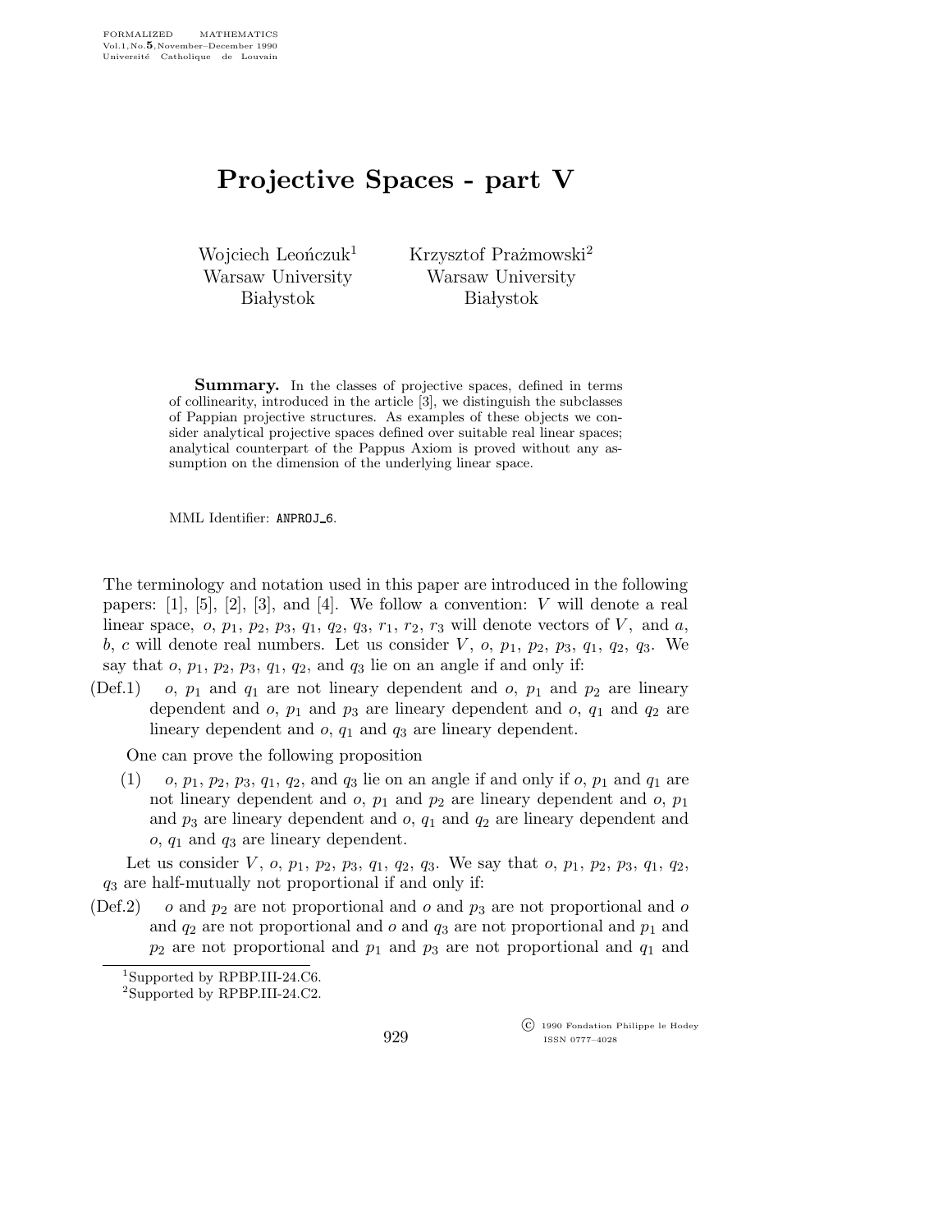# Projective Spaces - part V

Wojciech Leończuk[1]
Warsaw University
Białystok

Krzysztof Prażmowski[2]
Warsaw University
Białystok

**Summary.** In the classes of projective spaces, defined in terms of collinearity, introduced in the article [3], we distinguish the subclasses of Pappian projective structures. As examples of these objects we consider analytical projective spaces defined over suitable real linear spaces; analytical counterpart of the Pappus Axiom is proved without any assumption on the dimension of the underlying linear space.

MML Identifier: ANPROJ_6.

The terminology and notation used in this paper are introduced in the following papers: [1], [5], [2], [3], and [4]. We follow a convention: $V$ will denote a real linear space, $o$, $p_1$, $p_2$, $p_3$, $q_1$, $q_2$, $q_3$, $r_1$, $r_2$, $r_3$ will denote vectors of $V$, and $a$, $b$, $c$ will denote real numbers. Let us consider $V$, $o$, $p_1$, $p_2$, $p_3$, $q_1$, $q_2$, $q_3$. We say that $o$, $p_1$, $p_2$, $p_3$, $q_1$, $q_2$, and $q_3$ lie on an angle if and only if:

(Def.1) $o$, $p_1$ and $q_1$ are not lineary dependent and $o$, $p_1$ and $p_2$ are lineary dependent and $o$, $p_1$ and $p_3$ are lineary dependent and $o$, $q_1$ and $q_2$ are lineary dependent and $o$, $q_1$ and $q_3$ are lineary dependent.

One can prove the following proposition

(1) $o$, $p_1$, $p_2$, $p_3$, $q_1$, $q_2$, and $q_3$ lie on an angle if and only if $o$, $p_1$ and $q_1$ are not lineary dependent and $o$, $p_1$ and $p_2$ are lineary dependent and $o$, $p_1$ and $p_3$ are lineary dependent and $o$, $q_1$ and $q_2$ are lineary dependent and $o$, $q_1$ and $q_3$ are lineary dependent.

Let us consider $V$, $o$, $p_1$, $p_2$, $p_3$, $q_1$, $q_2$, $q_3$. We say that $o$, $p_1$, $p_2$, $p_3$, $q_1$, $q_2$, $q_3$ are half-mutually not proportional if and only if:

(Def.2) $o$ and $p_2$ are not proportional and $o$ and $p_3$ are not proportional and $o$ and $q_2$ are not proportional and $o$ and $q_3$ are not proportional and $p_1$ and $p_2$ are not proportional and $p_1$ and $p_3$ are not proportional and $q_1$ and

[1]Supported by RPBP.III-24.C6.

[2]Supported by RPBP.III-24.C2.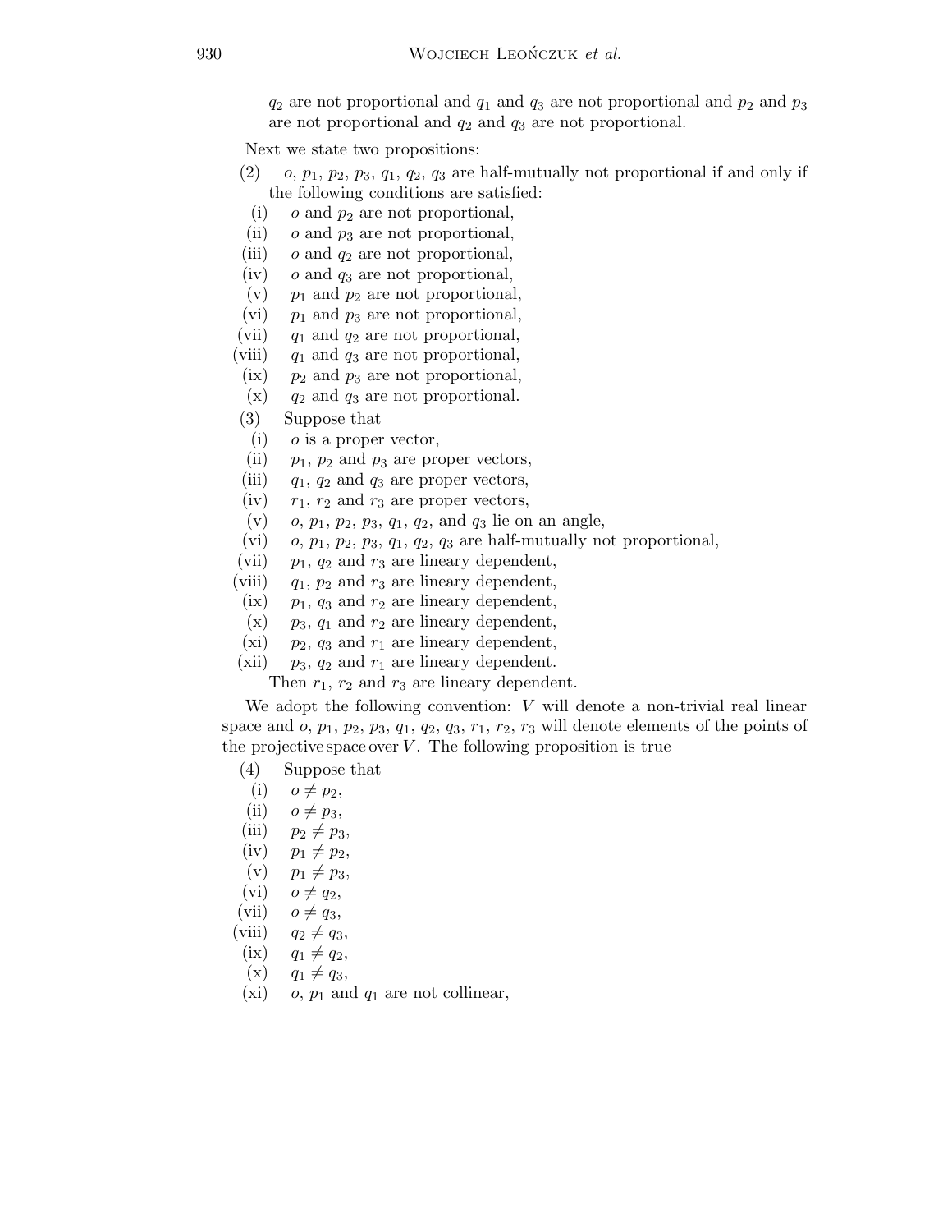$q_2$ are not proportional and $q_1$ and $q_3$ are not proportional and $p_2$ and $p_3$ are not proportional and $q_2$ and $q_3$ are not proportional.

Next we state two propositions:

(2) $o$, $p_1$, $p_2$, $p_3$, $q_1$, $q_2$, $q_3$ are half-mutually not proportional if and only if the following conditions are satisfied:

- (i) $o$ and $p_2$ are not proportional,
- (ii) $o$ and $p_3$ are not proportional,
- (iii) $o$ and $q_2$ are not proportional,
- (iv) $o$ and $q_3$ are not proportional,
- (v) $p_1$ and $p_2$ are not proportional,
- (vi) $p_1$ and $p_3$ are not proportional,
- (vii) $q_1$ and $q_2$ are not proportional,
- (viii) $q_1$ and $q_3$ are not proportional,
- (ix) $p_2$ and $p_3$ are not proportional,
- (x) $q_2$ and $q_3$ are not proportional.

(3) Suppose that

- (i) $o$ is a proper vector,
- (ii) $p_1$, $p_2$ and $p_3$ are proper vectors,
- (iii) $q_1$, $q_2$ and $q_3$ are proper vectors,
- (iv) $r_1$, $r_2$ and $r_3$ are proper vectors,
- (v) $o$, $p_1$, $p_2$, $p_3$, $q_1$, $q_2$, and $q_3$ lie on an angle,
- (vi) $o$, $p_1$, $p_2$, $p_3$, $q_1$, $q_2$, $q_3$ are half-mutually not proportional,
- (vii) $p_1$, $q_2$ and $r_3$ are lineary dependent,
- (viii) $q_1$, $p_2$ and $r_3$ are lineary dependent,
- (ix) $p_1$, $q_3$ and $r_2$ are lineary dependent,
- (x) $p_3$, $q_1$ and $r_2$ are lineary dependent,
- (xi) $p_2$, $q_3$ and $r_1$ are lineary dependent,
- (xii) $p_3$, $q_2$ and $r_1$ are lineary dependent.

Then $r_1$, $r_2$ and $r_3$ are lineary dependent.

We adopt the following convention: $V$ will denote a non-trivial real linear space and $o$, $p_1$, $p_2$, $p_3$, $q_1$, $q_2$, $q_3$, $r_1$, $r_2$, $r_3$ will denote elements of the points of the projective space over $V$. The following proposition is true

(4) Suppose that

- (i) $o \neq p_2$,
- (ii) $o \neq p_3$,
- (iii) $p_2 \neq p_3$,
- (iv) $p_1 \neq p_2$,
- (v) $p_1 \neq p_3$,
- (vi) $o \neq q_2$,
- (vii) $o \neq q_3$,
- (viii) $q_2 \neq q_3$,
- (ix) $q_1 \neq q_2$,
- (x) $q_1 \neq q_3$,
- (xi) $o$, $p_1$ and $q_1$ are not collinear,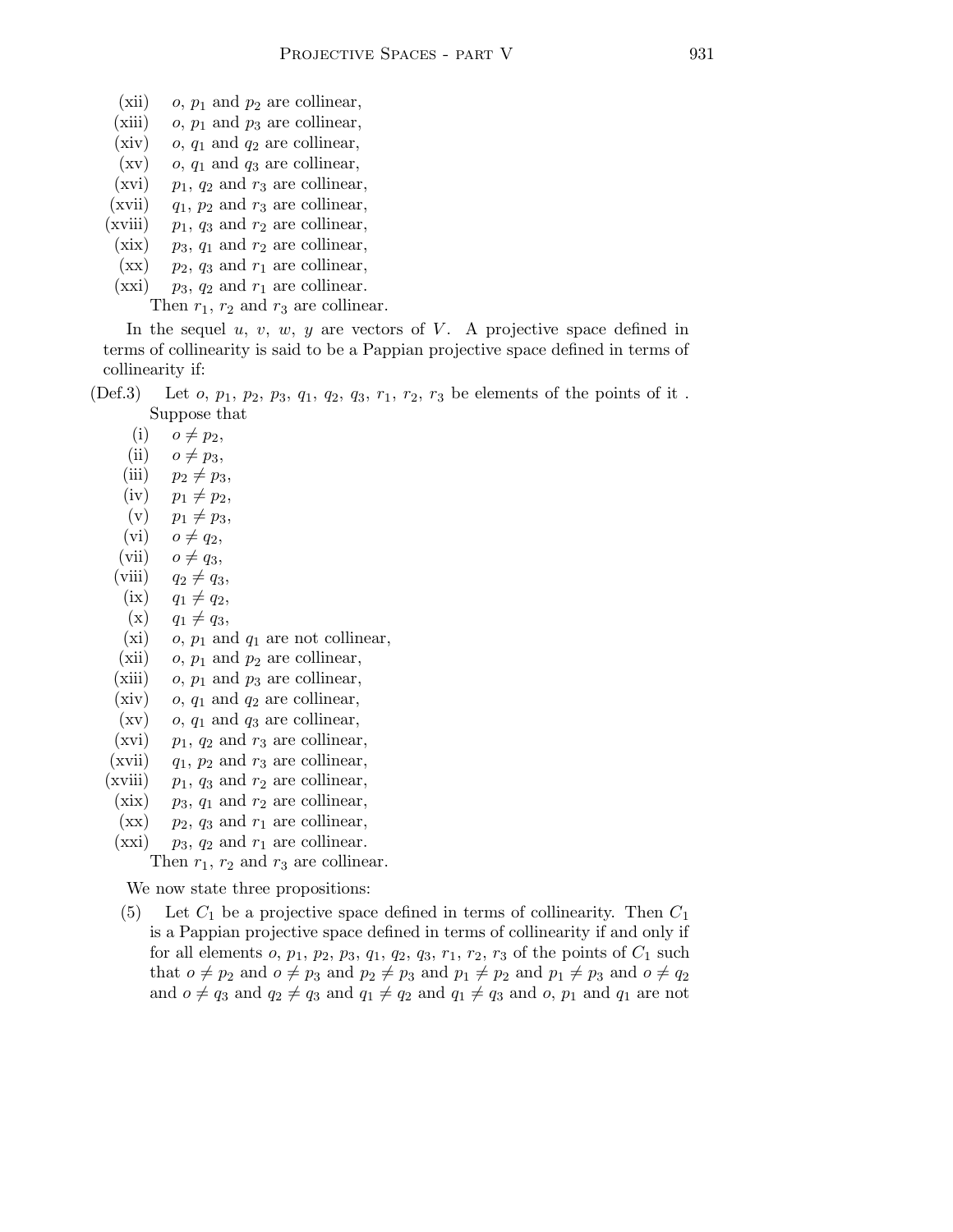(xii) $o$, $p_1$ and $p_2$ are collinear,

(xiii) $o$, $p_1$ and $p_3$ are collinear,

(xiv) $o$, $q_1$ and $q_2$ are collinear,

(xv) $o$, $q_1$ and $q_3$ are collinear,

(xvi) $p_1$, $q_2$ and $r_3$ are collinear,

(xvii) $q_1$, $p_2$ and $r_3$ are collinear,

(xviii) $p_1$, $q_3$ and $r_2$ are collinear,

(xix) $p_3$, $q_1$ and $r_2$ are collinear,

(xx) $p_2$, $q_3$ and $r_1$ are collinear,

(xxi) $p_3$, $q_2$ and $r_1$ are collinear.

Then $r_1$, $r_2$ and $r_3$ are collinear.

In the sequel $u$, $v$, $w$, $y$ are vectors of $V$. A projective space defined in terms of collinearity is said to be a Pappian projective space defined in terms of collinearity if:

(Def.3) Let $o$, $p_1$, $p_2$, $p_3$, $q_1$, $q_2$, $q_3$, $r_1$, $r_2$, $r_3$ be elements of the points of it . Suppose that

(i) $o \neq p_2$,

(ii) $o \neq p_3$,

(iii) $p_2 \neq p_3$,

(iv) $p_1 \neq p_2$,

(v) $p_1 \neq p_3$,

(vi) $o \neq q_2$,

(vii) $o \neq q_3$,

(viii) $q_2 \neq q_3$,

(ix) $q_1 \neq q_2$,

(x) $q_1 \neq q_3$,

(xi) $o$, $p_1$ and $q_1$ are not collinear,

(xii) $o$, $p_1$ and $p_2$ are collinear,

(xiii) $o$, $p_1$ and $p_3$ are collinear,

(xiv) $o$, $q_1$ and $q_2$ are collinear,

(xv) $o$, $q_1$ and $q_3$ are collinear,

(xvi) $p_1$, $q_2$ and $r_3$ are collinear,

(xvii) $q_1$, $p_2$ and $r_3$ are collinear,

(xviii) $p_1$, $q_3$ and $r_2$ are collinear,

(xix) $p_3$, $q_1$ and $r_2$ are collinear,

(xx) $p_2$, $q_3$ and $r_1$ are collinear,

(xxi) $p_3$, $q_2$ and $r_1$ are collinear.

Then $r_1$, $r_2$ and $r_3$ are collinear.

We now state three propositions:

(5) Let $C_1$ be a projective space defined in terms of collinearity. Then $C_1$ is a Pappian projective space defined in terms of collinearity if and only if for all elements $o$, $p_1$, $p_2$, $p_3$, $q_1$, $q_2$, $q_3$, $r_1$, $r_2$, $r_3$ of the points of $C_1$ such that $o \neq p_2$ and $o \neq p_3$ and $p_2 \neq p_3$ and $p_1 \neq p_2$ and $p_1 \neq p_3$ and $o \neq q_2$ and $o \neq q_3$ and $q_2 \neq q_3$ and $q_1 \neq q_2$ and $q_1 \neq q_3$ and $o$, $p_1$ and $q_1$ are not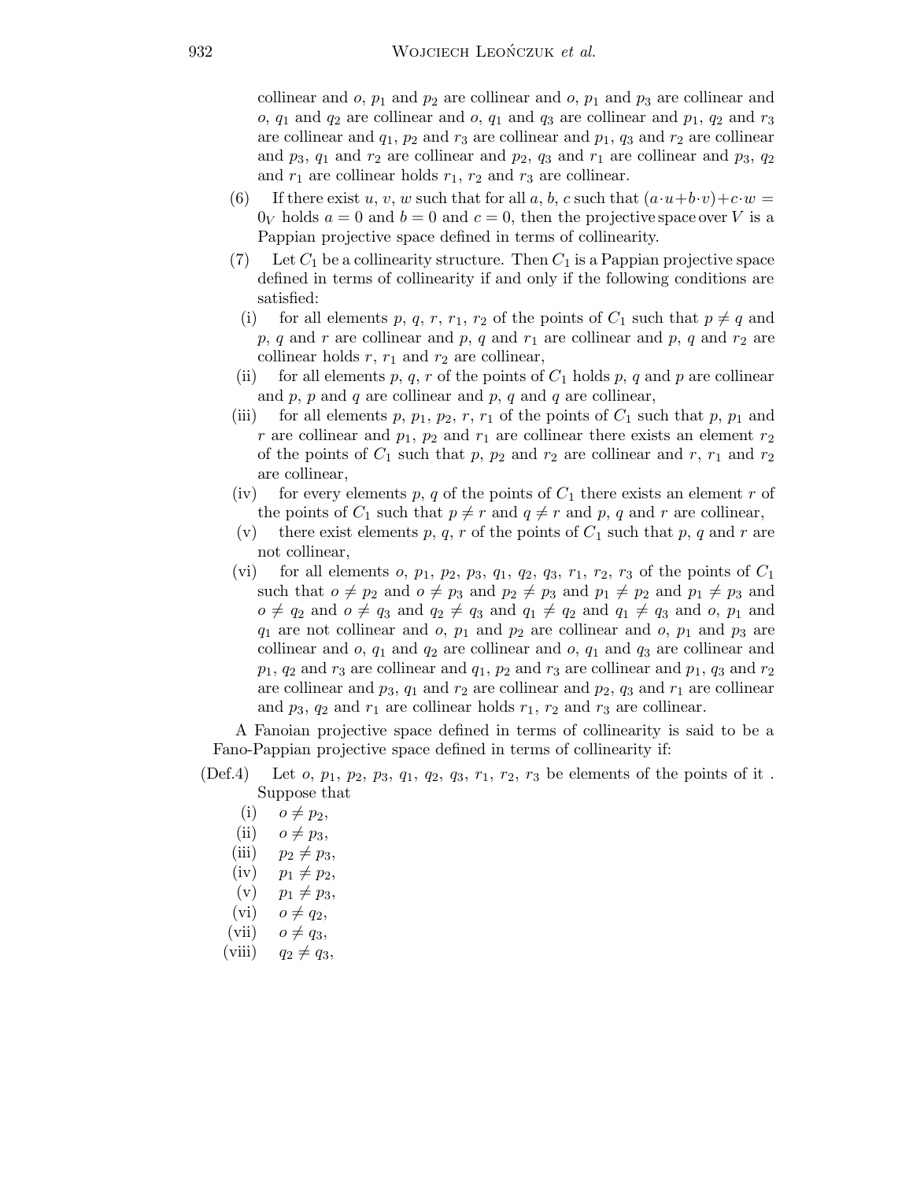collinear and $o$, $p_1$ and $p_2$ are collinear and $o$, $p_1$ and $p_3$ are collinear and $o$, $q_1$ and $q_2$ are collinear and $o$, $q_1$ and $q_3$ are collinear and $p_1$, $q_2$ and $r_3$ are collinear and $q_1$, $p_2$ and $r_3$ are collinear and $p_1$, $q_3$ and $r_2$ are collinear and $p_3$, $q_1$ and $r_2$ are collinear and $p_2$, $q_3$ and $r_1$ are collinear and $p_3$, $q_2$ and $r_1$ are collinear holds $r_1$, $r_2$ and $r_3$ are collinear.

(6) If there exist $u$, $v$, $w$ such that for all $a$, $b$, $c$ such that $(a \cdot u + b \cdot v) + c \cdot w = 0_V$ holds $a = 0$ and $b = 0$ and $c = 0$, then the projective space over $V$ is a Pappian projective space defined in terms of collinearity.

(7) Let $C_1$ be a collinearity structure. Then $C_1$ is a Pappian projective space defined in terms of collinearity if and only if the following conditions are satisfied:

(i) for all elements $p$, $q$, $r$, $r_1$, $r_2$ of the points of $C_1$ such that $p \neq q$ and $p$, $q$ and $r$ are collinear and $p$, $q$ and $r_1$ are collinear and $p$, $q$ and $r_2$ are collinear holds $r$, $r_1$ and $r_2$ are collinear,

(ii) for all elements $p$, $q$, $r$ of the points of $C_1$ holds $p$, $q$ and $p$ are collinear and $p$, $p$ and $q$ are collinear and $p$, $q$ and $q$ are collinear,

(iii) for all elements $p$, $p_1$, $p_2$, $r$, $r_1$ of the points of $C_1$ such that $p$, $p_1$ and $r$ are collinear and $p_1$, $p_2$ and $r_1$ are collinear there exists an element $r_2$ of the points of $C_1$ such that $p$, $p_2$ and $r_2$ are collinear and $r$, $r_1$ and $r_2$ are collinear,

(iv) for every elements $p$, $q$ of the points of $C_1$ there exists an element $r$ of the points of $C_1$ such that $p \neq r$ and $q \neq r$ and $p$, $q$ and $r$ are collinear,

(v) there exist elements $p$, $q$, $r$ of the points of $C_1$ such that $p$, $q$ and $r$ are not collinear,

(vi) for all elements $o$, $p_1$, $p_2$, $p_3$, $q_1$, $q_2$, $q_3$, $r_1$, $r_2$, $r_3$ of the points of $C_1$ such that $o \neq p_2$ and $o \neq p_3$ and $p_2 \neq p_3$ and $p_1 \neq p_2$ and $p_1 \neq p_3$ and $o \neq q_2$ and $o \neq q_3$ and $q_2 \neq q_3$ and $q_1 \neq q_2$ and $q_1 \neq q_3$ and $o$, $p_1$ and $q_1$ are not collinear and $o$, $p_1$ and $p_2$ are collinear and $o$, $p_1$ and $p_3$ are collinear and $o$, $q_1$ and $q_2$ are collinear and $o$, $q_1$ and $q_3$ are collinear and $p_1$, $q_2$ and $r_3$ are collinear and $q_1$, $p_2$ and $r_3$ are collinear and $p_1$, $q_3$ and $r_2$ are collinear and $p_3$, $q_1$ and $r_2$ are collinear and $p_2$, $q_3$ and $r_1$ are collinear and $p_3$, $q_2$ and $r_1$ are collinear holds $r_1$, $r_2$ and $r_3$ are collinear.

A Fanoian projective space defined in terms of collinearity is said to be a Fano-Pappian projective space defined in terms of collinearity if:

(Def.4) Let $o$, $p_1$, $p_2$, $p_3$, $q_1$, $q_2$, $q_3$, $r_1$, $r_2$, $r_3$ be elements of the points of it . Suppose that

(i) $o \neq p_2$,

(ii) $o \neq p_3$,

(iii) $p_2 \neq p_3$,

(iv) $p_1 \neq p_2$,

(v) $p_1 \neq p_3$,

(vi) $o \neq q_2$,

(vii) $o \neq q_3$,

(viii) $q_2 \neq q_3$,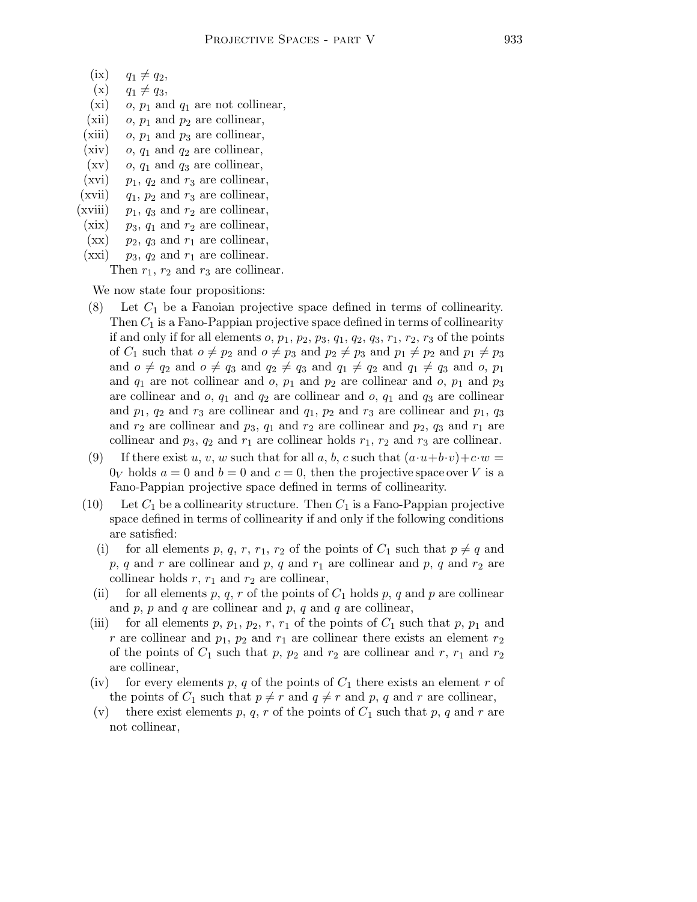(ix) $q_1 \neq q_2$,

(x) $q_1 \neq q_3$,

(xi) $o$, $p_1$ and $q_1$ are not collinear,

(xii) $o$, $p_1$ and $p_2$ are collinear,

(xiii) $o$, $p_1$ and $p_3$ are collinear,

(xiv) $o$, $q_1$ and $q_2$ are collinear,

(xv) $o$, $q_1$ and $q_3$ are collinear,

(xvi) $p_1$, $q_2$ and $r_3$ are collinear,

(xvii) $q_1$, $p_2$ and $r_3$ are collinear,

(xviii) $p_1$, $q_3$ and $r_2$ are collinear,

(xix) $p_3$, $q_1$ and $r_2$ are collinear,

(xx) $p_2$, $q_3$ and $r_1$ are collinear,

(xxi) $p_3$, $q_2$ and $r_1$ are collinear.

Then $r_1$, $r_2$ and $r_3$ are collinear.

We now state four propositions:

(8) Let $C_1$ be a Fanoian projective space defined in terms of collinearity. Then $C_1$ is a Fano-Pappian projective space defined in terms of collinearity if and only if for all elements $o$, $p_1$, $p_2$, $p_3$, $q_1$, $q_2$, $q_3$, $r_1$, $r_2$, $r_3$ of the points of $C_1$ such that $o \neq p_2$ and $o \neq p_3$ and $p_2 \neq p_3$ and $p_1 \neq p_2$ and $p_1 \neq p_3$ and $o \neq q_2$ and $o \neq q_3$ and $q_2 \neq q_3$ and $q_1 \neq q_2$ and $q_1 \neq q_3$ and $o$, $p_1$ and $q_1$ are not collinear and $o$, $p_1$ and $p_2$ are collinear and $o$, $p_1$ and $p_3$ are collinear and $o$, $q_1$ and $q_2$ are collinear and $o$, $q_1$ and $q_3$ are collinear and $p_1$, $q_2$ and $r_3$ are collinear and $q_1$, $p_2$ and $r_3$ are collinear and $p_1$, $q_3$ and $r_2$ are collinear and $p_3$, $q_1$ and $r_2$ are collinear and $p_2$, $q_3$ and $r_1$ are collinear and $p_3$, $q_2$ and $r_1$ are collinear holds $r_1$, $r_2$ and $r_3$ are collinear.

(9) If there exist $u$, $v$, $w$ such that for all $a$, $b$, $c$ such that $(a \cdot u + b \cdot v) + c \cdot w = 0_V$ holds $a = 0$ and $b = 0$ and $c = 0$, then the projective space over $V$ is a Fano-Pappian projective space defined in terms of collinearity.

(10) Let $C_1$ be a collinearity structure. Then $C_1$ is a Fano-Pappian projective space defined in terms of collinearity if and only if the following conditions are satisfied:

(i) for all elements $p$, $q$, $r$, $r_1$, $r_2$ of the points of $C_1$ such that $p \neq q$ and $p$, $q$ and $r$ are collinear and $p$, $q$ and $r_1$ are collinear and $p$, $q$ and $r_2$ are collinear holds $r$, $r_1$ and $r_2$ are collinear,

(ii) for all elements $p$, $q$, $r$ of the points of $C_1$ holds $p$, $q$ and $p$ are collinear and $p$, $p$ and $q$ are collinear and $p$, $q$ and $q$ are collinear,

(iii) for all elements $p$, $p_1$, $p_2$, $r$, $r_1$ of the points of $C_1$ such that $p$, $p_1$ and $r$ are collinear and $p_1$, $p_2$ and $r_1$ are collinear there exists an element $r_2$ of the points of $C_1$ such that $p$, $p_2$ and $r_2$ are collinear and $r$, $r_1$ and $r_2$ are collinear,

(iv) for every elements $p$, $q$ of the points of $C_1$ there exists an element $r$ of the points of $C_1$ such that $p \neq r$ and $q \neq r$ and $p$, $q$ and $r$ are collinear,

(v) there exist elements $p$, $q$, $r$ of the points of $C_1$ such that $p$, $q$ and $r$ are not collinear,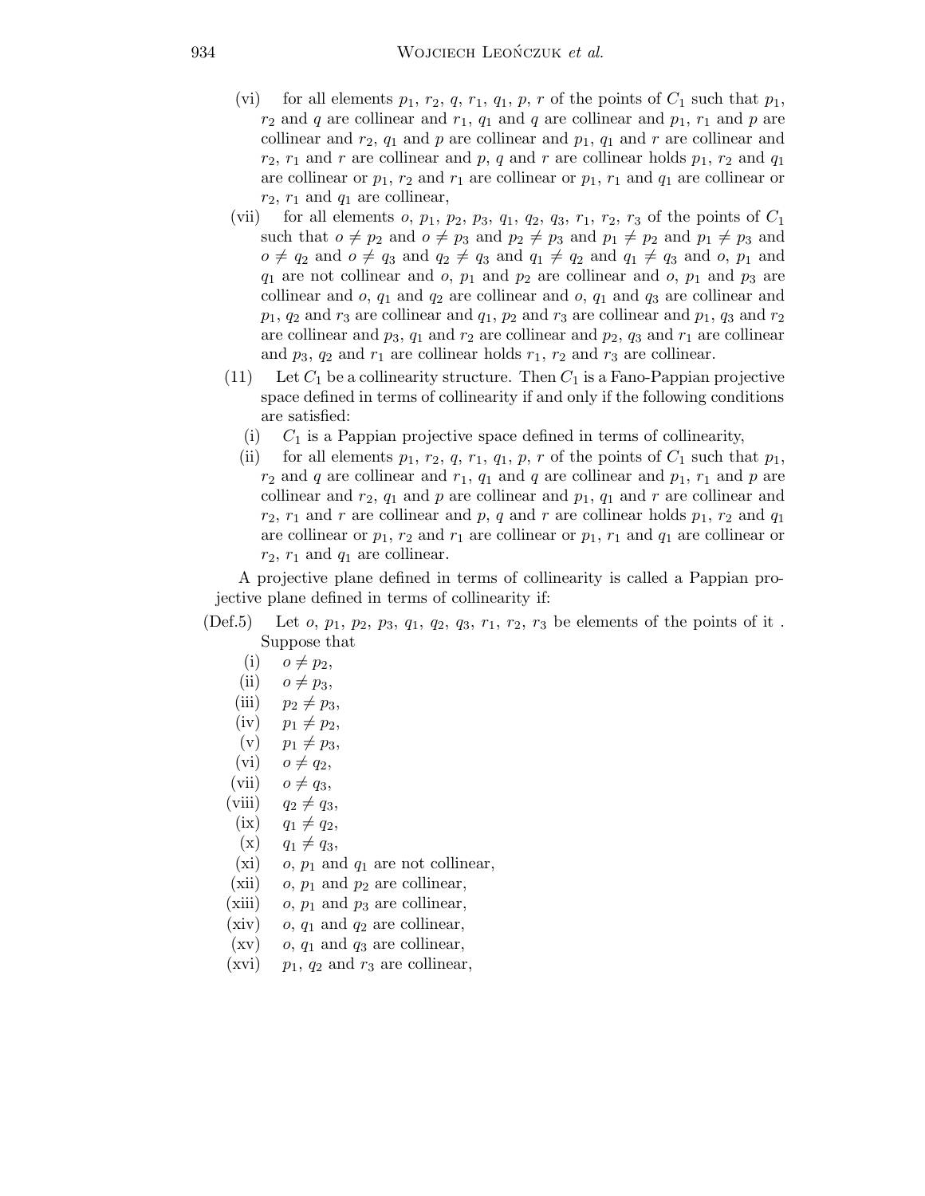(vi) for all elements $p_1$, $r_2$, $q$, $r_1$, $q_1$, $p$, $r$ of the points of $C_1$ such that $p_1$, $r_2$ and $q$ are collinear and $r_1$, $q_1$ and $q$ are collinear and $p_1$, $r_1$ and $p$ are collinear and $r_2$, $q_1$ and $p$ are collinear and $p_1$, $q_1$ and $r$ are collinear and $r_2$, $r_1$ and $r$ are collinear and $p$, $q$ and $r$ are collinear holds $p_1$, $r_2$ and $q_1$ are collinear or $p_1$, $r_2$ and $r_1$ are collinear or $p_1$, $r_1$ and $q_1$ are collinear or $r_2$, $r_1$ and $q_1$ are collinear,

(vii) for all elements $o$, $p_1$, $p_2$, $p_3$, $q_1$, $q_2$, $q_3$, $r_1$, $r_2$, $r_3$ of the points of $C_1$ such that $o \neq p_2$ and $o \neq p_3$ and $p_2 \neq p_3$ and $p_1 \neq p_2$ and $p_1 \neq p_3$ and $o \neq q_2$ and $o \neq q_3$ and $q_2 \neq q_3$ and $q_1 \neq q_2$ and $q_1 \neq q_3$ and $o$, $p_1$ and $q_1$ are not collinear and $o$, $p_1$ and $p_2$ are collinear and $o$, $p_1$ and $p_3$ are collinear and $o$, $q_1$ and $q_2$ are collinear and $o$, $q_1$ and $q_3$ are collinear and $p_1$, $q_2$ and $r_3$ are collinear and $q_1$, $p_2$ and $r_3$ are collinear and $p_1$, $q_3$ and $r_2$ are collinear and $p_3$, $q_1$ and $r_2$ are collinear and $p_2$, $q_3$ and $r_1$ are collinear and $p_3$, $q_2$ and $r_1$ are collinear holds $r_1$, $r_2$ and $r_3$ are collinear.

(11) Let $C_1$ be a collinearity structure. Then $C_1$ is a Fano-Pappian projective space defined in terms of collinearity if and only if the following conditions are satisfied:

(i) $C_1$ is a Pappian projective space defined in terms of collinearity,

(ii) for all elements $p_1$, $r_2$, $q$, $r_1$, $q_1$, $p$, $r$ of the points of $C_1$ such that $p_1$, $r_2$ and $q$ are collinear and $r_1$, $q_1$ and $q$ are collinear and $p_1$, $r_1$ and $p$ are collinear and $r_2$, $q_1$ and $p$ are collinear and $p_1$, $q_1$ and $r$ are collinear and $r_2$, $r_1$ and $r$ are collinear and $p$, $q$ and $r$ are collinear holds $p_1$, $r_2$ and $q_1$ are collinear or $p_1$, $r_2$ and $r_1$ are collinear or $p_1$, $r_1$ and $q_1$ are collinear or $r_2$, $r_1$ and $q_1$ are collinear.

A projective plane defined in terms of collinearity is called a Pappian projective plane defined in terms of collinearity if:

(Def.5) Let $o$, $p_1$, $p_2$, $p_3$, $q_1$, $q_2$, $q_3$, $r_1$, $r_2$, $r_3$ be elements of the points of it . Suppose that

(i) $o \neq p_2$,

(ii) $o \neq p_3$,

(iii) $p_2 \neq p_3$,

(iv) $p_1 \neq p_2$,

(v) $p_1 \neq p_3$,

(vi) $o \neq q_2$,

(vii) $o \neq q_3$,

(viii) $q_2 \neq q_3$,

(ix) $q_1 \neq q_2$,

(x) $q_1 \neq q_3$,

(xi) $o$, $p_1$ and $q_1$ are not collinear,

(xii) $o$, $p_1$ and $p_2$ are collinear,

(xiii) $o$, $p_1$ and $p_3$ are collinear,

(xiv) $o$, $q_1$ and $q_2$ are collinear,

(xv) $o$, $q_1$ and $q_3$ are collinear,

(xvi) $p_1$, $q_2$ and $r_3$ are collinear,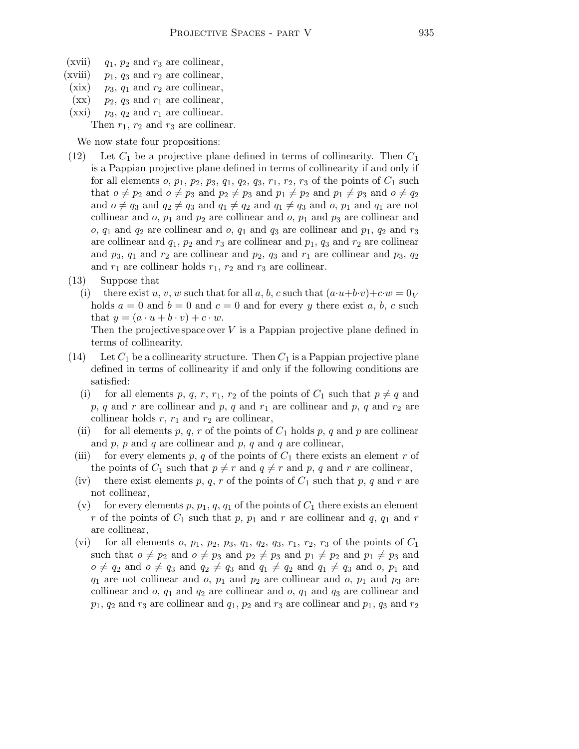(xvii) $q_1$, $p_2$ and $r_3$ are collinear,

(xviii) $p_1$, $q_3$ and $r_2$ are collinear,

(xix) $p_3$, $q_1$ and $r_2$ are collinear,

(xx) $p_2$, $q_3$ and $r_1$ are collinear,

(xxi) $p_3$, $q_2$ and $r_1$ are collinear.

Then $r_1$, $r_2$ and $r_3$ are collinear.

We now state four propositions:

(12) Let $C_1$ be a projective plane defined in terms of collinearity. Then $C_1$ is a Pappian projective plane defined in terms of collinearity if and only if for all elements $o$, $p_1$, $p_2$, $p_3$, $q_1$, $q_2$, $q_3$, $r_1$, $r_2$, $r_3$ of the points of $C_1$ such that $o \neq p_2$ and $o \neq p_3$ and $p_2 \neq p_3$ and $p_1 \neq p_2$ and $p_1 \neq p_3$ and $o \neq q_2$ and $o \neq q_3$ and $q_2 \neq q_3$ and $q_1 \neq q_2$ and $q_1 \neq q_3$ and $o$, $p_1$ and $q_1$ are not collinear and $o$, $p_1$ and $p_2$ are collinear and $o$, $p_1$ and $p_3$ are collinear and $o$, $q_1$ and $q_2$ are collinear and $o$, $q_1$ and $q_3$ are collinear and $p_1$, $q_2$ and $r_3$ are collinear and $q_1$, $p_2$ and $r_3$ are collinear and $p_1$, $q_3$ and $r_2$ are collinear and $p_3$, $q_1$ and $r_2$ are collinear and $p_2$, $q_3$ and $r_1$ are collinear and $p_3$, $q_2$ and $r_1$ are collinear holds $r_1$, $r_2$ and $r_3$ are collinear.

(13) Suppose that

(i) there exist $u$, $v$, $w$ such that for all $a$, $b$, $c$ such that $(a \cdot u + b \cdot v) + c \cdot w = 0_V$ holds $a = 0$ and $b = 0$ and $c = 0$ and for every $y$ there exist $a$, $b$, $c$ such that $y = (a \cdot u + b \cdot v) + c \cdot w$.

Then the projective space over $V$ is a Pappian projective plane defined in terms of collinearity.

(14) Let $C_1$ be a collinearity structure. Then $C_1$ is a Pappian projective plane defined in terms of collinearity if and only if the following conditions are satisfied:

(i) for all elements $p$, $q$, $r$, $r_1$, $r_2$ of the points of $C_1$ such that $p \neq q$ and $p$, $q$ and $r$ are collinear and $p$, $q$ and $r_1$ are collinear and $p$, $q$ and $r_2$ are collinear holds $r$, $r_1$ and $r_2$ are collinear,

(ii) for all elements $p$, $q$, $r$ of the points of $C_1$ holds $p$, $q$ and $p$ are collinear and $p$, $p$ and $q$ are collinear and $p$, $q$ and $q$ are collinear,

(iii) for every elements $p$, $q$ of the points of $C_1$ there exists an element $r$ of the points of $C_1$ such that $p \neq r$ and $q \neq r$ and $p$, $q$ and $r$ are collinear,

(iv) there exist elements $p$, $q$, $r$ of the points of $C_1$ such that $p$, $q$ and $r$ are not collinear,

(v) for every elements $p$, $p_1$, $q$, $q_1$ of the points of $C_1$ there exists an element $r$ of the points of $C_1$ such that $p$, $p_1$ and $r$ are collinear and $q$, $q_1$ and $r$ are collinear,

(vi) for all elements $o$, $p_1$, $p_2$, $p_3$, $q_1$, $q_2$, $q_3$, $r_1$, $r_2$, $r_3$ of the points of $C_1$ such that $o \neq p_2$ and $o \neq p_3$ and $p_2 \neq p_3$ and $p_1 \neq p_2$ and $p_1 \neq p_3$ and $o \neq q_2$ and $o \neq q_3$ and $q_2 \neq q_3$ and $q_1 \neq q_2$ and $q_1 \neq q_3$ and $o$, $p_1$ and $q_1$ are not collinear and $o$, $p_1$ and $p_2$ are collinear and $o$, $p_1$ and $p_3$ are collinear and $o$, $q_1$ and $q_2$ are collinear and $o$, $q_1$ and $q_3$ are collinear and $p_1$, $q_2$ and $r_3$ are collinear and $q_1$, $p_2$ and $r_3$ are collinear and $p_1$, $q_3$ and $r_2$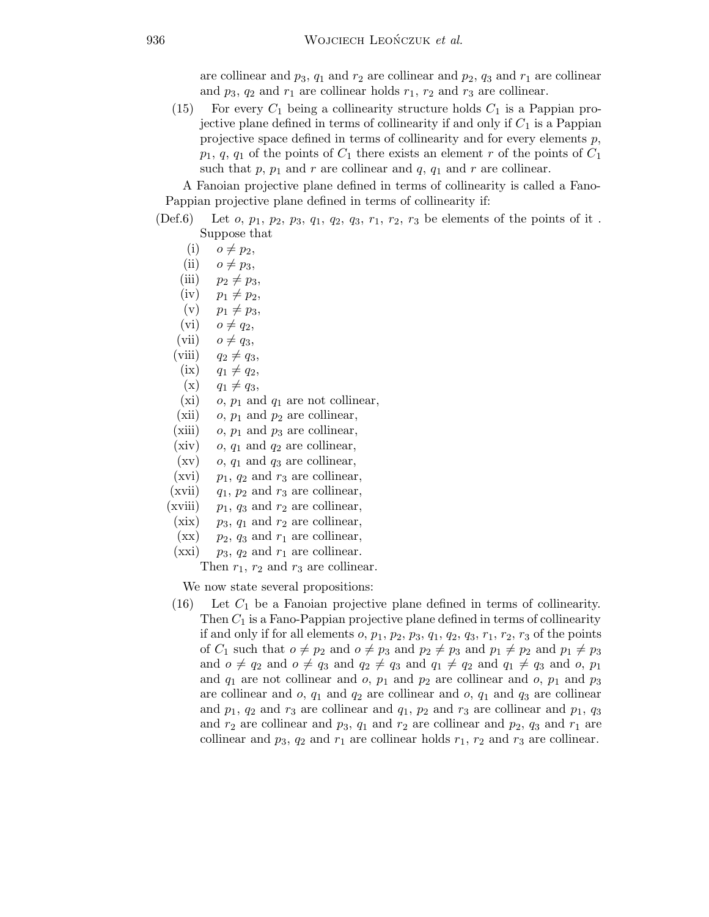are collinear and $p_3$, $q_1$ and $r_2$ are collinear and $p_2$, $q_3$ and $r_1$ are collinear and $p_3$, $q_2$ and $r_1$ are collinear holds $r_1$, $r_2$ and $r_3$ are collinear.

(15) For every $C_1$ being a collinearity structure holds $C_1$ is a Pappian projective plane defined in terms of collinearity if and only if $C_1$ is a Pappian projective space defined in terms of collinearity and for every elements $p$, $p_1$, $q$, $q_1$ of the points of $C_1$ there exists an element $r$ of the points of $C_1$ such that $p$, $p_1$ and $r$ are collinear and $q$, $q_1$ and $r$ are collinear.

A Fanoian projective plane defined in terms of collinearity is called a Fano-Pappian projective plane defined in terms of collinearity if:

(Def.6) Let $o$, $p_1$, $p_2$, $p_3$, $q_1$, $q_2$, $q_3$, $r_1$, $r_2$, $r_3$ be elements of the points of it . Suppose that

- (i) $o \neq p_2$,
- (ii) $o \neq p_3$,
- (iii) $p_2 \neq p_3$,
- (iv) $p_1 \neq p_2$,
- (v) $p_1 \neq p_3$,
- (vi) $o \neq q_2$,
- (vii) $o \neq q_3$,
- (viii) $q_2 \neq q_3$,
- (ix) $q_1 \neq q_2$,
- (x) $q_1 \neq q_3$,
- (xi) $o$, $p_1$ and $q_1$ are not collinear,
- (xii) $o$, $p_1$ and $p_2$ are collinear,
- (xiii) $o$, $p_1$ and $p_3$ are collinear,
- (xiv) $o$, $q_1$ and $q_2$ are collinear,
- (xv) $o$, $q_1$ and $q_3$ are collinear,
- (xvi) $p_1$, $q_2$ and $r_3$ are collinear,
- (xvii) $q_1$, $p_2$ and $r_3$ are collinear,
- (xviii) $p_1$, $q_3$ and $r_2$ are collinear,
- (xix) $p_3$, $q_1$ and $r_2$ are collinear,
- (xx) $p_2$, $q_3$ and $r_1$ are collinear,
- (xxi) $p_3$, $q_2$ and $r_1$ are collinear.

Then $r_1$, $r_2$ and $r_3$ are collinear.

We now state several propositions:

(16) Let $C_1$ be a Fanoian projective plane defined in terms of collinearity. Then $C_1$ is a Fano-Pappian projective plane defined in terms of collinearity if and only if for all elements $o$, $p_1$, $p_2$, $p_3$, $q_1$, $q_2$, $q_3$, $r_1$, $r_2$, $r_3$ of the points of $C_1$ such that $o \neq p_2$ and $o \neq p_3$ and $p_2 \neq p_3$ and $p_1 \neq p_2$ and $p_1 \neq p_3$ and $o \neq q_2$ and $o \neq q_3$ and $q_2 \neq q_3$ and $q_1 \neq q_2$ and $q_1 \neq q_3$ and $o$, $p_1$ and $q_1$ are not collinear and $o$, $p_1$ and $p_2$ are collinear and $o$, $p_1$ and $p_3$ are collinear and $o$, $q_1$ and $q_2$ are collinear and $o$, $q_1$ and $q_3$ are collinear and $p_1$, $q_2$ and $r_3$ are collinear and $q_1$, $p_2$ and $r_3$ are collinear and $p_1$, $q_3$ and $r_2$ are collinear and $p_3$, $q_1$ and $r_2$ are collinear and $p_2$, $q_3$ and $r_1$ are collinear and $p_3$, $q_2$ and $r_1$ are collinear holds $r_1$, $r_2$ and $r_3$ are collinear.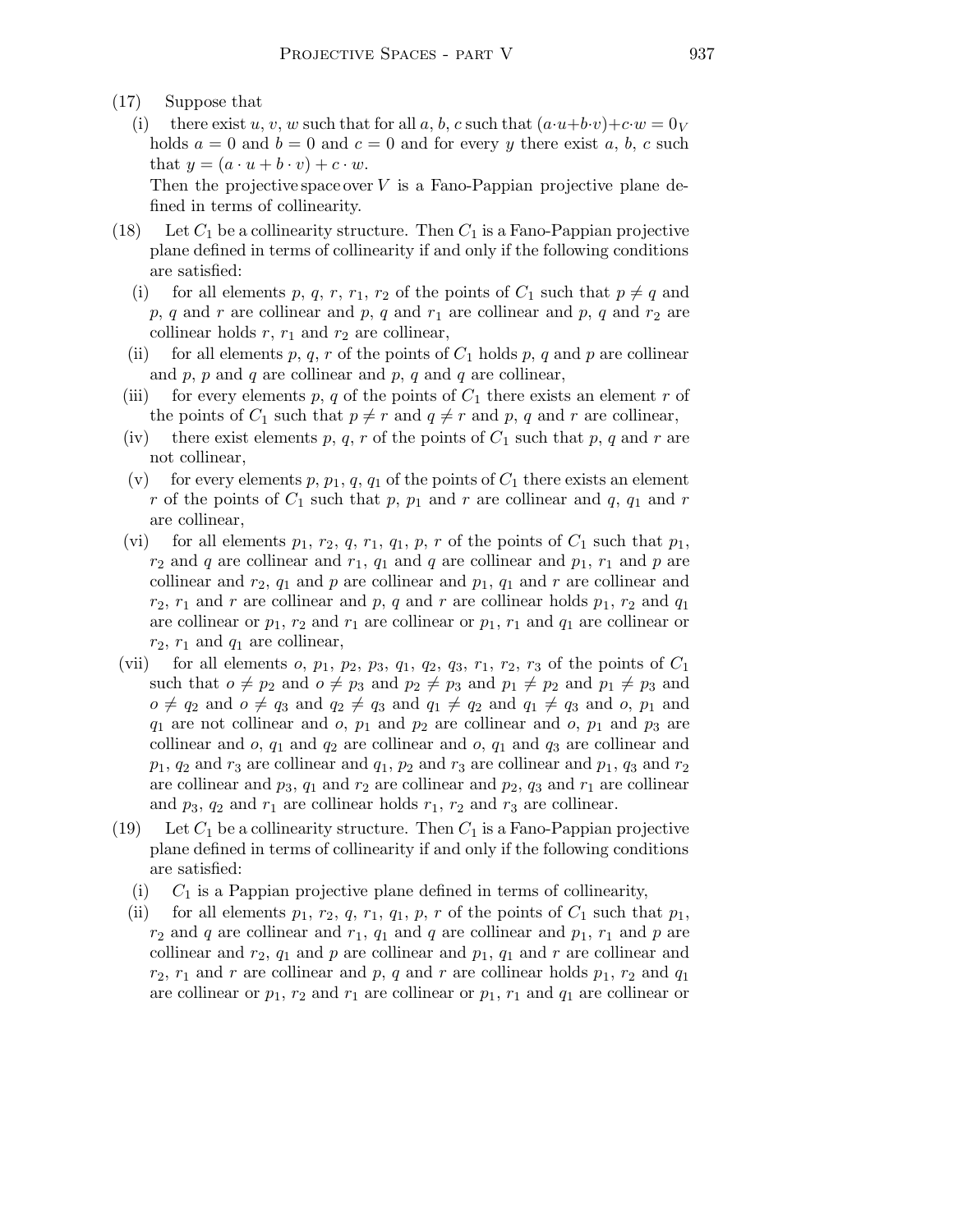(17) Suppose that

(i) there exist $u$, $v$, $w$ such that for all $a$, $b$, $c$ such that $(a \cdot u + b \cdot v) + c \cdot w = 0_V$ holds $a = 0$ and $b = 0$ and $c = 0$ and for every $y$ there exist $a$, $b$, $c$ such that $y = (a \cdot u + b \cdot v) + c \cdot w$.

Then the projective space over $V$ is a Fano-Pappian projective plane defined in terms of collinearity.

(18) Let $C_1$ be a collinearity structure. Then $C_1$ is a Fano-Pappian projective plane defined in terms of collinearity if and only if the following conditions are satisfied:

(i) for all elements $p$, $q$, $r$, $r_1$, $r_2$ of the points of $C_1$ such that $p \neq q$ and $p$, $q$ and $r$ are collinear and $p$, $q$ and $r_1$ are collinear and $p$, $q$ and $r_2$ are collinear holds $r$, $r_1$ and $r_2$ are collinear,

(ii) for all elements $p$, $q$, $r$ of the points of $C_1$ holds $p$, $q$ and $p$ are collinear and $p$, $p$ and $q$ are collinear and $p$, $q$ and $q$ are collinear,

(iii) for every elements $p$, $q$ of the points of $C_1$ there exists an element $r$ of the points of $C_1$ such that $p \neq r$ and $q \neq r$ and $p$, $q$ and $r$ are collinear,

(iv) there exist elements $p$, $q$, $r$ of the points of $C_1$ such that $p$, $q$ and $r$ are not collinear,

(v) for every elements $p$, $p_1$, $q$, $q_1$ of the points of $C_1$ there exists an element $r$ of the points of $C_1$ such that $p$, $p_1$ and $r$ are collinear and $q$, $q_1$ and $r$ are collinear,

(vi) for all elements $p_1$, $r_2$, $q$, $r_1$, $q_1$, $p$, $r$ of the points of $C_1$ such that $p_1$, $r_2$ and $q$ are collinear and $r_1$, $q_1$ and $q$ are collinear and $p_1$, $r_1$ and $p$ are collinear and $r_2$, $q_1$ and $p$ are collinear and $p_1$, $q_1$ and $r$ are collinear and $r_2$, $r_1$ and $r$ are collinear and $p$, $q$ and $r$ are collinear holds $p_1$, $r_2$ and $q_1$ are collinear or $p_1$, $r_2$ and $r_1$ are collinear or $p_1$, $r_1$ and $q_1$ are collinear or $r_2$, $r_1$ and $q_1$ are collinear,

(vii) for all elements $o$, $p_1$, $p_2$, $p_3$, $q_1$, $q_2$, $q_3$, $r_1$, $r_2$, $r_3$ of the points of $C_1$ such that $o \neq p_2$ and $o \neq p_3$ and $p_2 \neq p_3$ and $p_1 \neq p_2$ and $p_1 \neq p_3$ and $o \neq q_2$ and $o \neq q_3$ and $q_2 \neq q_3$ and $q_1 \neq q_2$ and $q_1 \neq q_3$ and $o$, $p_1$ and $q_1$ are not collinear and $o$, $p_1$ and $p_2$ are collinear and $o$, $p_1$ and $p_3$ are collinear and $o$, $q_1$ and $q_2$ are collinear and $o$, $q_1$ and $q_3$ are collinear and $p_1$, $q_2$ and $r_3$ are collinear and $q_1$, $p_2$ and $r_3$ are collinear and $p_1$, $q_3$ and $r_2$ are collinear and $p_3$, $q_1$ and $r_2$ are collinear and $p_2$, $q_3$ and $r_1$ are collinear and $p_3$, $q_2$ and $r_1$ are collinear holds $r_1$, $r_2$ and $r_3$ are collinear.

(19) Let $C_1$ be a collinearity structure. Then $C_1$ is a Fano-Pappian projective plane defined in terms of collinearity if and only if the following conditions are satisfied:

(i) $C_1$ is a Pappian projective plane defined in terms of collinearity,

(ii) for all elements $p_1$, $r_2$, $q$, $r_1$, $q_1$, $p$, $r$ of the points of $C_1$ such that $p_1$, $r_2$ and $q$ are collinear and $r_1$, $q_1$ and $q$ are collinear and $p_1$, $r_1$ and $p$ are collinear and $r_2$, $q_1$ and $p$ are collinear and $p_1$, $q_1$ and $r$ are collinear and $r_2$, $r_1$ and $r$ are collinear and $p$, $q$ and $r$ are collinear holds $p_1$, $r_2$ and $q_1$ are collinear or $p_1$, $r_2$ and $r_1$ are collinear or $p_1$, $r_1$ and $q_1$ are collinear or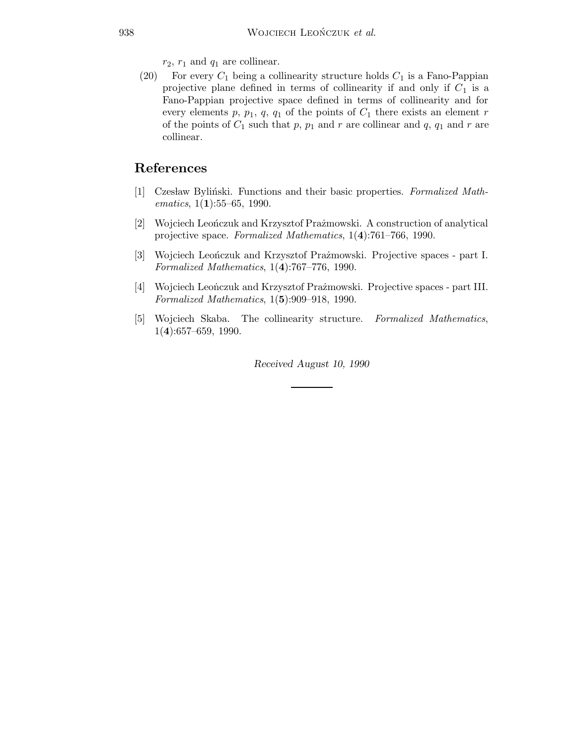$r_2$, $r_1$ and $q_1$ are collinear.

(20) For every $C_1$ being a collinearity structure holds $C_1$ is a Fano-Pappian projective plane defined in terms of collinearity if and only if $C_1$ is a Fano-Pappian projective space defined in terms of collinearity and for every elements $p$, $p_1$, $q$, $q_1$ of the points of $C_1$ there exists an element $r$ of the points of $C_1$ such that $p$, $p_1$ and $r$ are collinear and $q$, $q_1$ and $r$ are collinear.

## References

[1] Czesław Byliński. Functions and their basic properties. *Formalized Mathematics*, 1(**1**):55–65, 1990.

[2] Wojciech Leończuk and Krzysztof Prażmowski. A construction of analytical projective space. *Formalized Mathematics*, 1(**4**):761–766, 1990.

[3] Wojciech Leończuk and Krzysztof Prażmowski. Projective spaces - part I. *Formalized Mathematics*, 1(**4**):767–776, 1990.

[4] Wojciech Leończuk and Krzysztof Prażmowski. Projective spaces - part III. *Formalized Mathematics*, 1(**5**):909–918, 1990.

[5] Wojciech Skaba. The collinearity structure. *Formalized Mathematics*, 1(**4**):657–659, 1990.

*Received August 10, 1990*